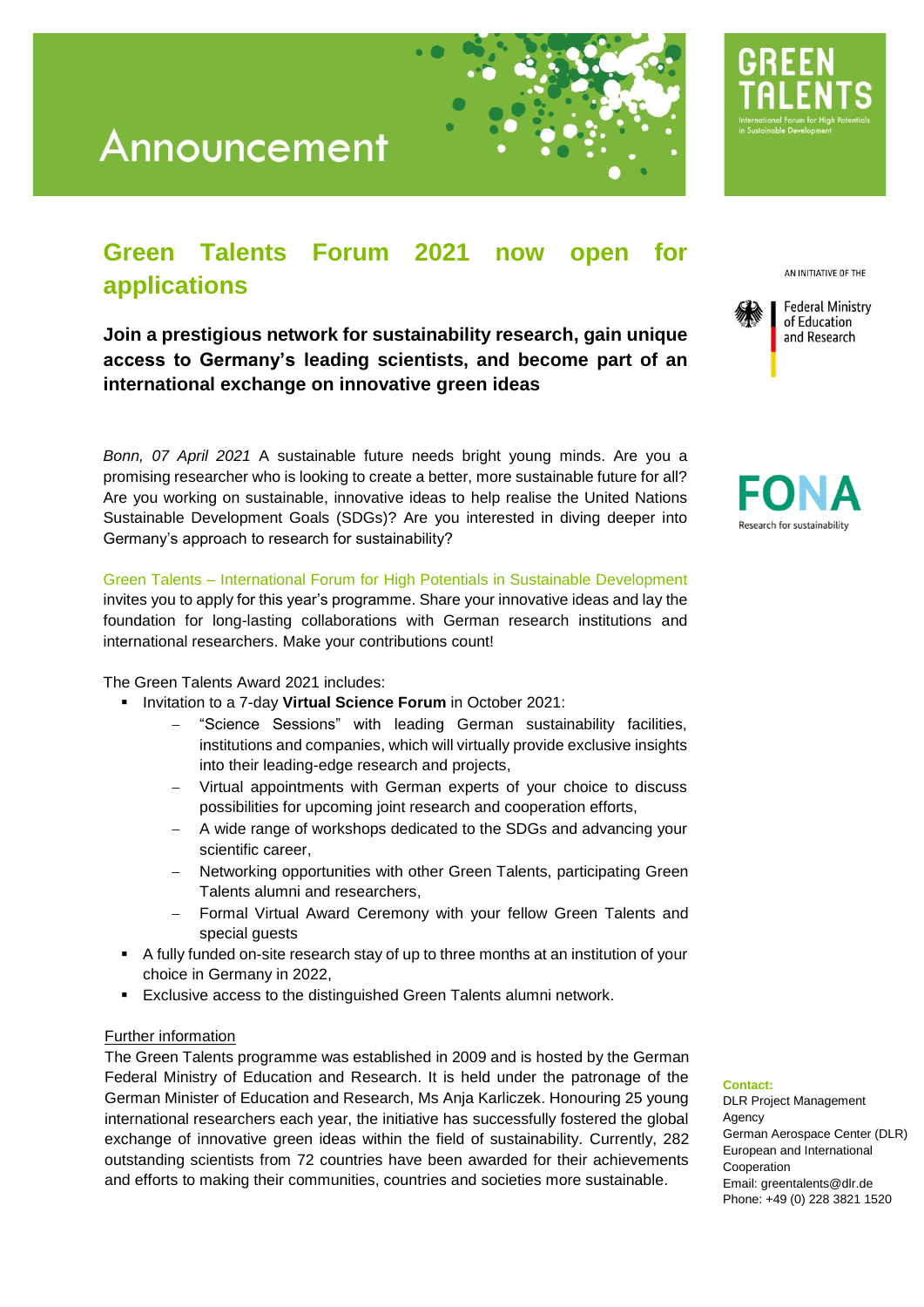# Announcement

GREEN TALENTS

International Forum for High Potentials in Sustainable Development

AN INITIATIVE OF THE

Federal Ministry of Education and Research

FONA

Research for sustainability

## Green Talents Forum 2021 now open for applications

**Join a prestigious network for sustainability research, gain unique access to Germany's leading scientists, and become part of an international exchange on innovative green ideas**

*Bonn, 07 April 2021* A sustainable future needs bright young minds. Are you a promising researcher who is looking to create a better, more sustainable future for all? Are you working on sustainable, innovative ideas to help realise the United Nations Sustainable Development Goals (SDGs)? Are you interested in diving deeper into Germany's approach to research for sustainability?

Green Talents – International Forum for High Potentials in Sustainable Development invites you to apply for this year's programme. Share your innovative ideas and lay the foundation for long-lasting collaborations with German research institutions and international researchers. Make your contributions count!

The Green Talents Award 2021 includes:

- Invitation to a 7-day **Virtual Science Forum** in October 2021:
  - "Science Sessions" with leading German sustainability facilities, institutions and companies, which will virtually provide exclusive insights into their leading-edge research and projects,
  - Virtual appointments with German experts of your choice to discuss possibilities for upcoming joint research and cooperation efforts,
  - A wide range of workshops dedicated to the SDGs and advancing your scientific career,
  - Networking opportunities with other Green Talents, participating Green Talents alumni and researchers,
  - Formal Virtual Award Ceremony with your fellow Green Talents and special guests
- A fully funded on-site research stay of up to three months at an institution of your choice in Germany in 2022,
- Exclusive access to the distinguished Green Talents alumni network.

Further information

The Green Talents programme was established in 2009 and is hosted by the German Federal Ministry of Education and Research. It is held under the patronage of the German Minister of Education and Research, Ms Anja Karliczek. Honouring 25 young international researchers each year, the initiative has successfully fostered the global exchange of innovative green ideas within the field of sustainability. Currently, 282 outstanding scientists from 72 countries have been awarded for their achievements and efforts to making their communities, countries and societies more sustainable.

**Contact:**
DLR Project Management Agency
German Aerospace Center (DLR)
European and International Cooperation
Email: greentalents@dlr.de
Phone: +49 (0) 228 3821 1520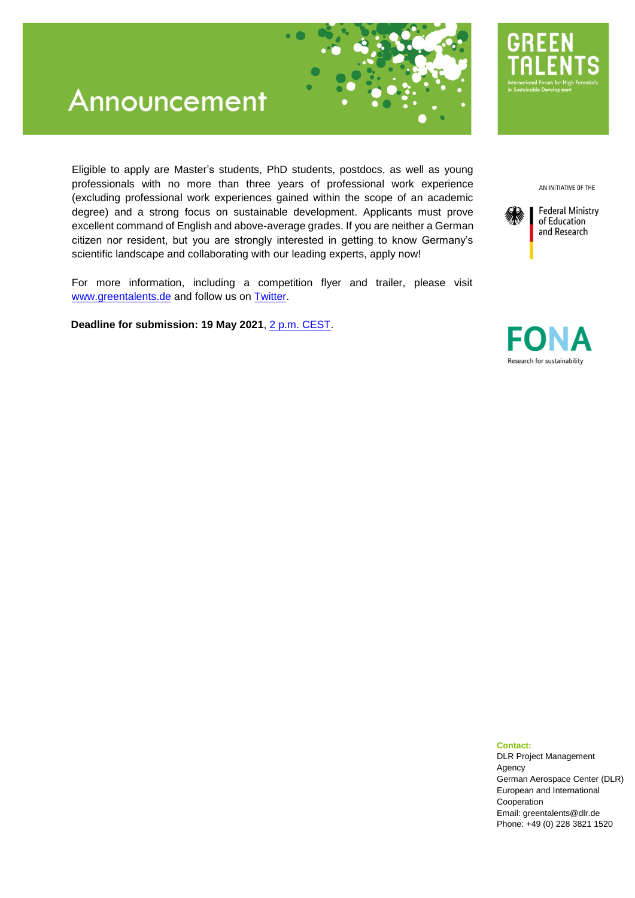# Announcement

Eligible to apply are Master's students, PhD students, postdocs, as well as young professionals with no more than three years of professional work experience (excluding professional work experiences gained within the scope of an academic degree) and a strong focus on sustainable development. Applicants must prove excellent command of English and above-average grades. If you are neither a German citizen nor resident, but you are strongly interested in getting to know Germany's scientific landscape and collaborating with our leading experts, apply now!

For more information, including a competition flyer and trailer, please visit www.greentalents.de and follow us on Twitter.

**Deadline for submission: 19 May 2021**, 2 p.m. CEST.

**Contact:**
DLR Project Management Agency
German Aerospace Center (DLR)
European and International Cooperation
Email: greentalents@dlr.de
Phone: +49 (0) 228 3821 1520